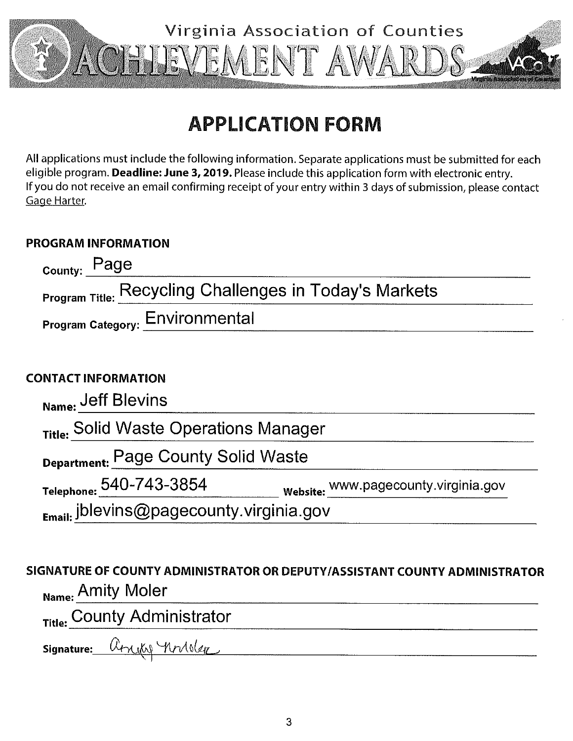Virginia Association of Counties

# ACHIEVEMENT AWARDS

## APPLICATION FORM

All applications must include the following information. Separate applications must be submitted for each eligible program. **Deadline: June 3, 2019.** Please include this application form with electronic entry. If you do not receive an email confirming receipt of your entry within 3 days of submission, please contact Gage Harter.

### PROGRAM INFORMATION

**County:** Page

**Program Title:** Recycling Challenges in Today's Markets

**Program Category:** Environmental

### CONTACT INFORMATION

**Name:** Jeff Blevins

**Title:** Solid Waste Operations Manager

**Department:** Page County Solid Waste

**Telephone:** 540-743-3854 **Website:** www.pagecounty.virginia.gov

**Email:** jblevins@pagecounty.virginia.gov

### SIGNATURE OF COUNTY ADMINISTRATOR OR DEPUTY/ASSISTANT COUNTY ADMINISTRATOR

**Name:** Amity Moler

**Title:** County Administrator

**Signature:** Amity Moler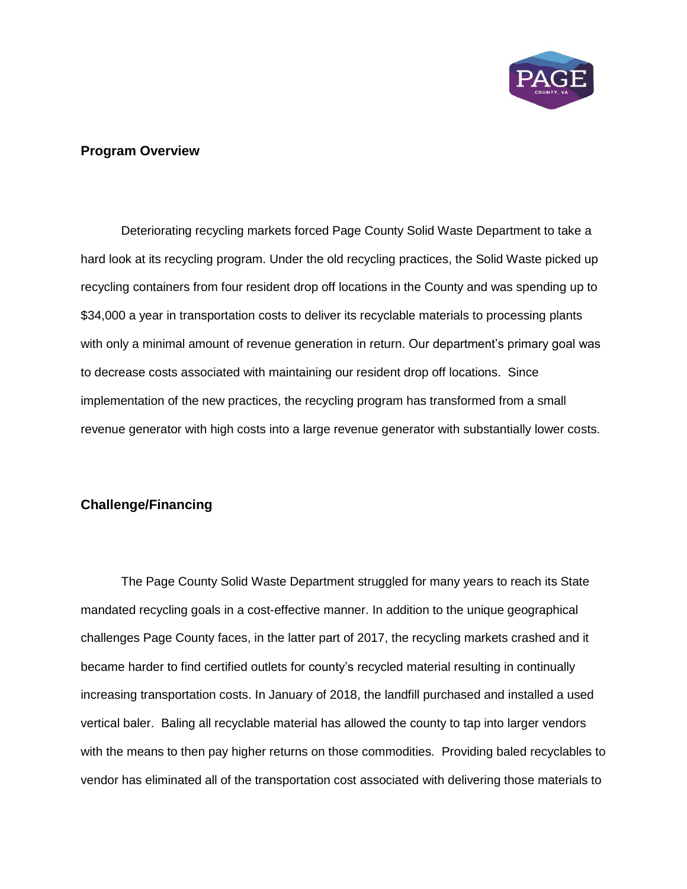## Program Overview

Deteriorating recycling markets forced Page County Solid Waste Department to take a hard look at its recycling program. Under the old recycling practices, the Solid Waste picked up recycling containers from four resident drop off locations in the County and was spending up to $34,000 a year in transportation costs to deliver its recyclable materials to processing plants with only a minimal amount of revenue generation in return. Our department's primary goal was to decrease costs associated with maintaining our resident drop off locations. Since implementation of the new practices, the recycling program has transformed from a small revenue generator with high costs into a large revenue generator with substantially lower costs.

## Challenge/Financing

The Page County Solid Waste Department struggled for many years to reach its State mandated recycling goals in a cost-effective manner. In addition to the unique geographical challenges Page County faces, in the latter part of 2017, the recycling markets crashed and it became harder to find certified outlets for county's recycled material resulting in continually increasing transportation costs. In January of 2018, the landfill purchased and installed a used vertical baler. Baling all recyclable material has allowed the county to tap into larger vendors with the means to then pay higher returns on those commodities. Providing baled recyclables to vendor has eliminated all of the transportation cost associated with delivering those materials to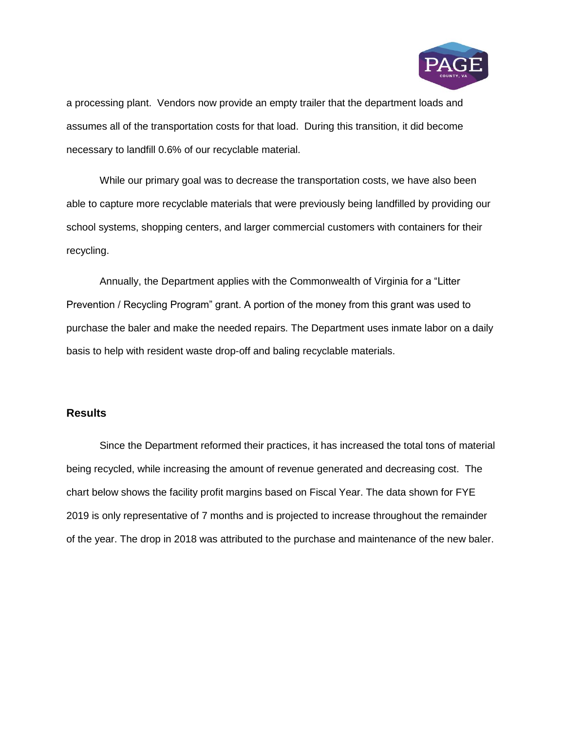a processing plant. Vendors now provide an empty trailer that the department loads and assumes all of the transportation costs for that load. During this transition, it did become necessary to landfill 0.6% of our recyclable material.

While our primary goal was to decrease the transportation costs, we have also been able to capture more recyclable materials that were previously being landfilled by providing our school systems, shopping centers, and larger commercial customers with containers for their recycling.

Annually, the Department applies with the Commonwealth of Virginia for a "Litter Prevention / Recycling Program" grant. A portion of the money from this grant was used to purchase the baler and make the needed repairs. The Department uses inmate labor on a daily basis to help with resident waste drop-off and baling recyclable materials.

## Results

Since the Department reformed their practices, it has increased the total tons of material being recycled, while increasing the amount of revenue generated and decreasing cost. The chart below shows the facility profit margins based on Fiscal Year. The data shown for FYE 2019 is only representative of 7 months and is projected to increase throughout the remainder of the year. The drop in 2018 was attributed to the purchase and maintenance of the new baler.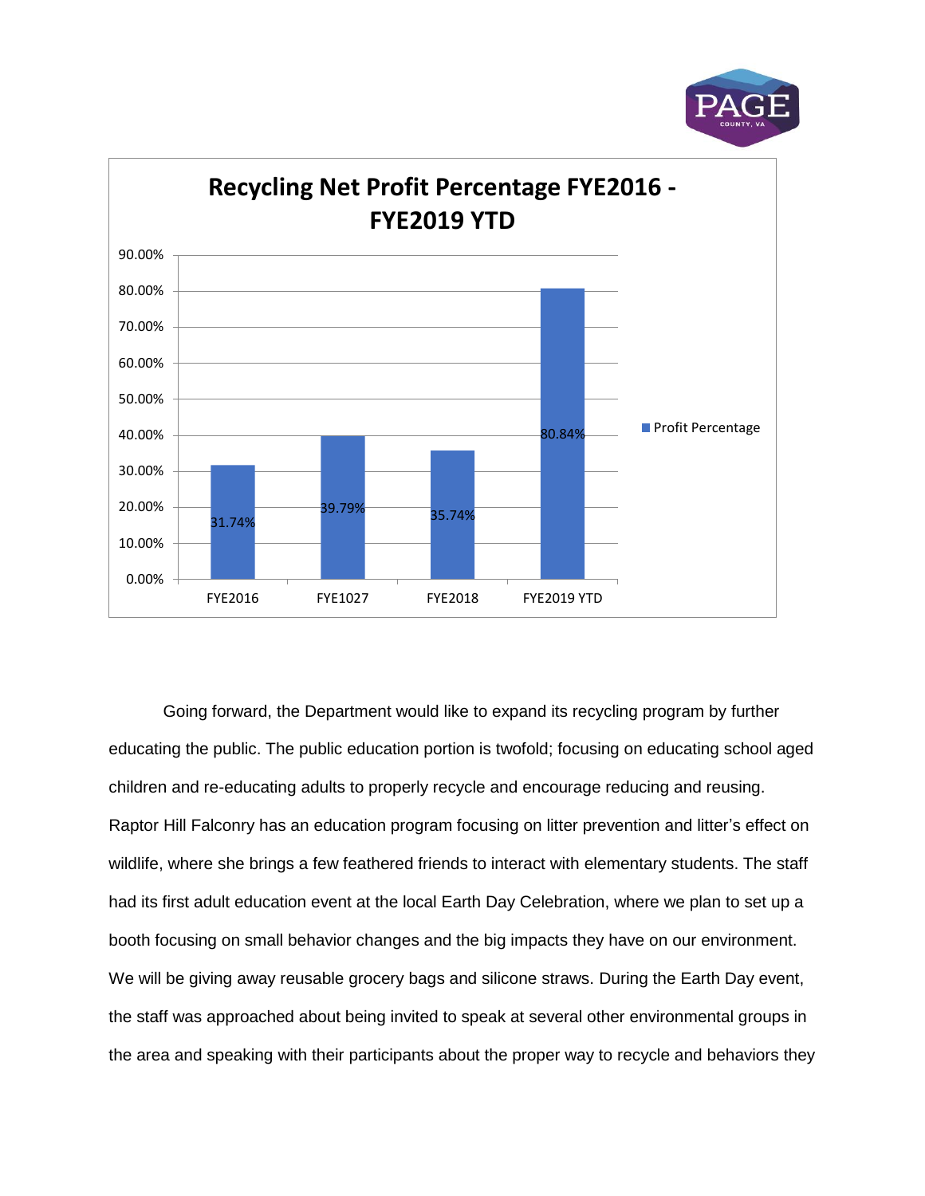**Recycling Net Profit Percentage FYE2016 - FYE2019 YTD**

| | Profit Percentage |
|---|---|
| FYE2016 | 31.74% |
| FYE1027 | 39.79% |
| FYE2018 | 35.74% |
| FYE2019 YTD | 80.84% |

Going forward, the Department would like to expand its recycling program by further educating the public. The public education portion is twofold; focusing on educating school aged children and re-educating adults to properly recycle and encourage reducing and reusing. Raptor Hill Falconry has an education program focusing on litter prevention and litter's effect on wildlife, where she brings a few feathered friends to interact with elementary students. The staff had its first adult education event at the local Earth Day Celebration, where we plan to set up a booth focusing on small behavior changes and the big impacts they have on our environment. We will be giving away reusable grocery bags and silicone straws. During the Earth Day event, the staff was approached about being invited to speak at several other environmental groups in the area and speaking with their participants about the proper way to recycle and behaviors they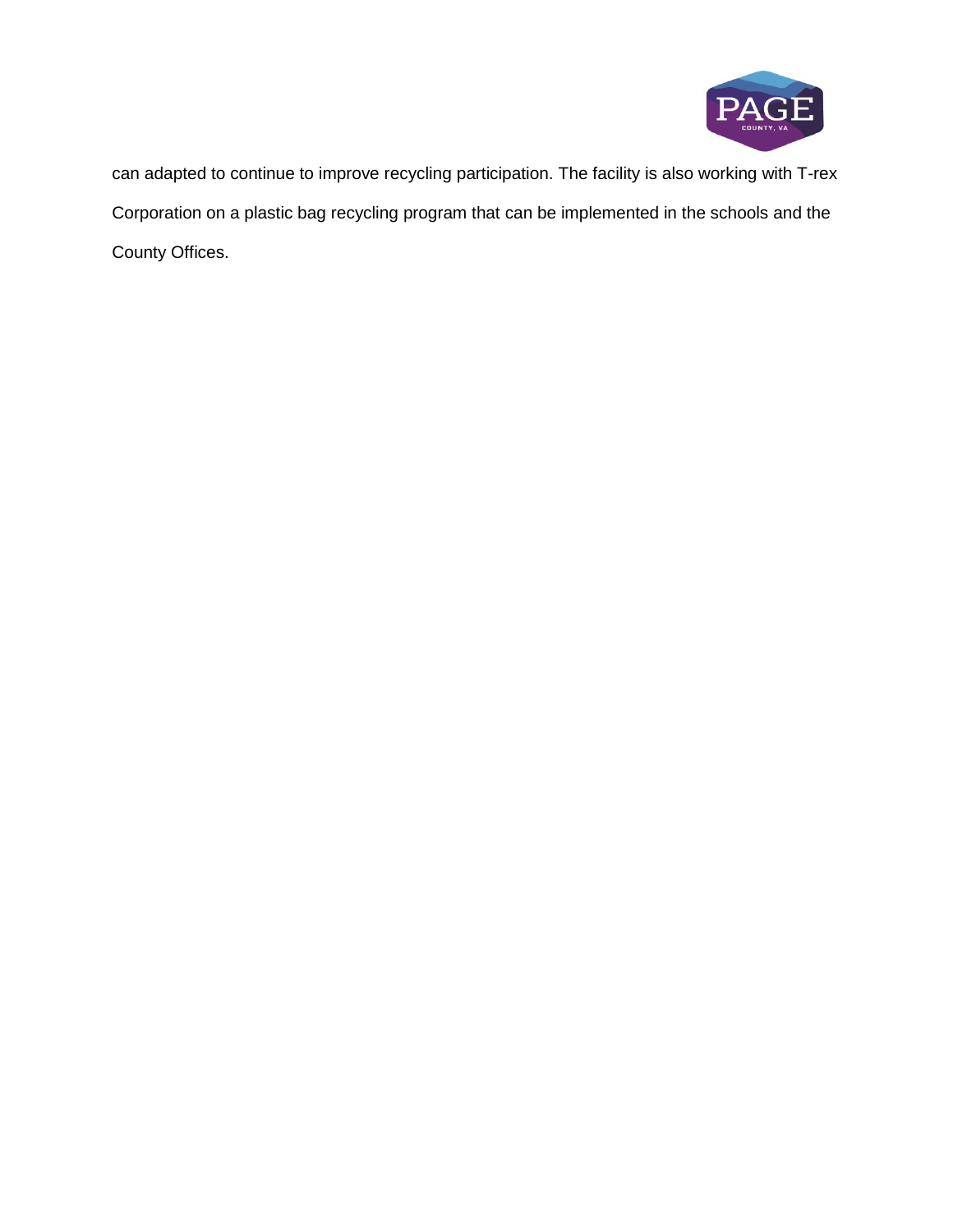can adapted to continue to improve recycling participation. The facility is also working with T-rex Corporation on a plastic bag recycling program that can be implemented in the schools and the County Offices.